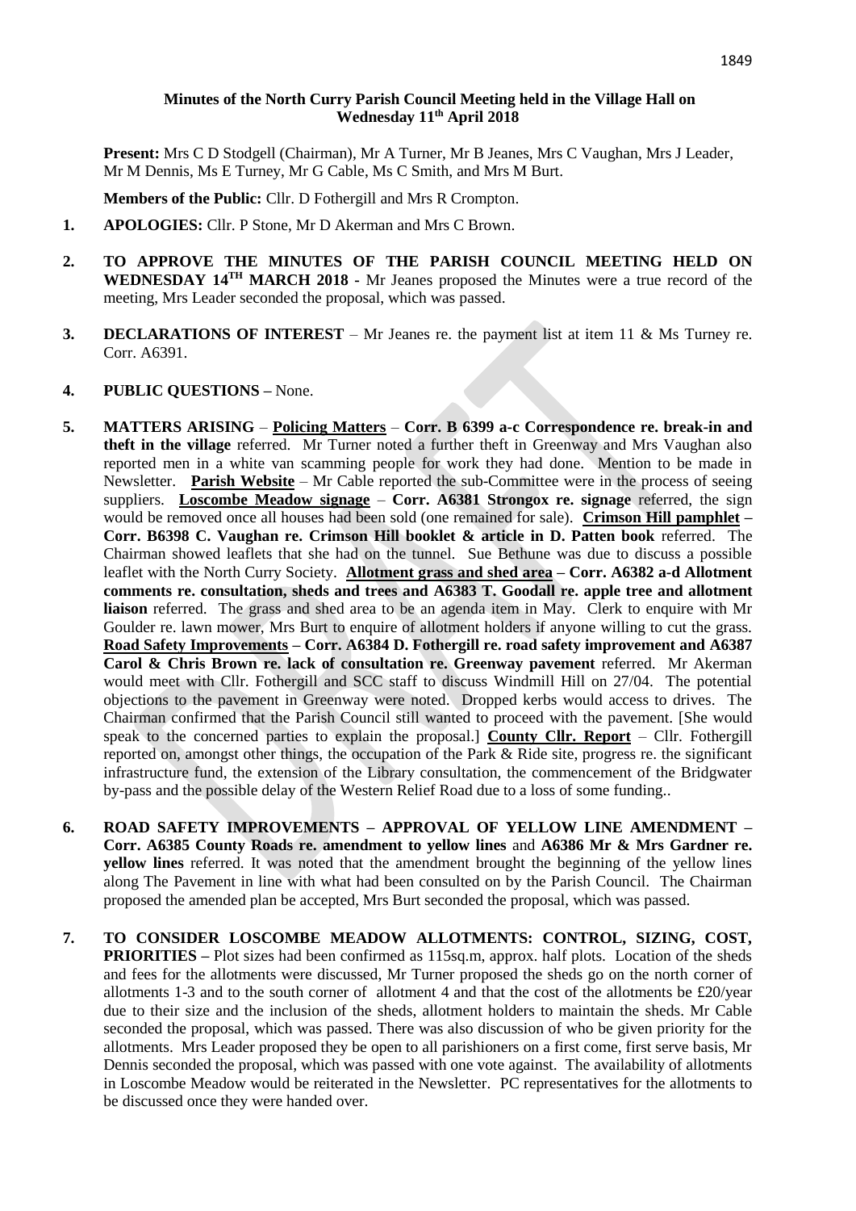**Minutes of the North Curry Parish Council Meeting held in the Village Hall on Wednesday 11th April 2018**

**Present:** Mrs C D Stodgell (Chairman), Mr A Turner, Mr B Jeanes, Mrs C Vaughan, Mrs J Leader, Mr M Dennis, Ms E Turney, Mr G Cable, Ms C Smith, and Mrs M Burt.

**Members of the Public:** Cllr. D Fothergill and Mrs R Crompton.

1. **APOLOGIES:** Cllr. P Stone, Mr D Akerman and Mrs C Brown.

2. **TO APPROVE THE MINUTES OF THE PARISH COUNCIL MEETING HELD ON WEDNESDAY 14TH MARCH 2018 -** Mr Jeanes proposed the Minutes were a true record of the meeting, Mrs Leader seconded the proposal, which was passed.

3. **DECLARATIONS OF INTEREST** – Mr Jeanes re. the payment list at item 11 & Ms Turney re. Corr. A6391.

4. **PUBLIC QUESTIONS –** None.

5. **MATTERS ARISING** – **Policing Matters** – **Corr. B 6399 a-c Correspondence re. break-in and theft in the village** referred. Mr Turner noted a further theft in Greenway and Mrs Vaughan also reported men in a white van scamming people for work they had done. Mention to be made in Newsletter. **Parish Website** – Mr Cable reported the sub-Committee were in the process of seeing suppliers. **Loscombe Meadow signage** – **Corr. A6381 Strongox re. signage** referred, the sign would be removed once all houses had been sold (one remained for sale). **Crimson Hill pamphlet – Corr. B6398 C. Vaughan re. Crimson Hill booklet & article in D. Patten book** referred. The Chairman showed leaflets that she had on the tunnel. Sue Bethune was due to discuss a possible leaflet with the North Curry Society. **Allotment grass and shed area – Corr. A6382 a-d Allotment comments re. consultation, sheds and trees and A6383 T. Goodall re. apple tree and allotment liaison** referred. The grass and shed area to be an agenda item in May. Clerk to enquire with Mr Goulder re. lawn mower, Mrs Burt to enquire of allotment holders if anyone willing to cut the grass. **Road Safety Improvements – Corr. A6384 D. Fothergill re. road safety improvement and A6387 Carol & Chris Brown re. lack of consultation re. Greenway pavement** referred. Mr Akerman would meet with Cllr. Fothergill and SCC staff to discuss Windmill Hill on 27/04. The potential objections to the pavement in Greenway were noted. Dropped kerbs would access to drives. The Chairman confirmed that the Parish Council still wanted to proceed with the pavement. [She would speak to the concerned parties to explain the proposal.] **County Cllr. Report** – Cllr. Fothergill reported on, amongst other things, the occupation of the Park & Ride site, progress re. the significant infrastructure fund, the extension of the Library consultation, the commencement of the Bridgwater by-pass and the possible delay of the Western Relief Road due to a loss of some funding..

6. **ROAD SAFETY IMPROVEMENTS – APPROVAL OF YELLOW LINE AMENDMENT – Corr. A6385 County Roads re. amendment to yellow lines** and **A6386 Mr & Mrs Gardner re. yellow lines** referred. It was noted that the amendment brought the beginning of the yellow lines along The Pavement in line with what had been consulted on by the Parish Council. The Chairman proposed the amended plan be accepted, Mrs Burt seconded the proposal, which was passed.

7. **TO CONSIDER LOSCOMBE MEADOW ALLOTMENTS: CONTROL, SIZING, COST, PRIORITIES –** Plot sizes had been confirmed as 115sq.m, approx. half plots. Location of the sheds and fees for the allotments were discussed, Mr Turner proposed the sheds go on the north corner of allotments 1-3 and to the south corner of allotment 4 and that the cost of the allotments be £20/year due to their size and the inclusion of the sheds, allotment holders to maintain the sheds. Mr Cable seconded the proposal, which was passed. There was also discussion of who be given priority for the allotments. Mrs Leader proposed they be open to all parishioners on a first come, first serve basis, Mr Dennis seconded the proposal, which was passed with one vote against. The availability of allotments in Loscombe Meadow would be reiterated in the Newsletter. PC representatives for the allotments to be discussed once they were handed over.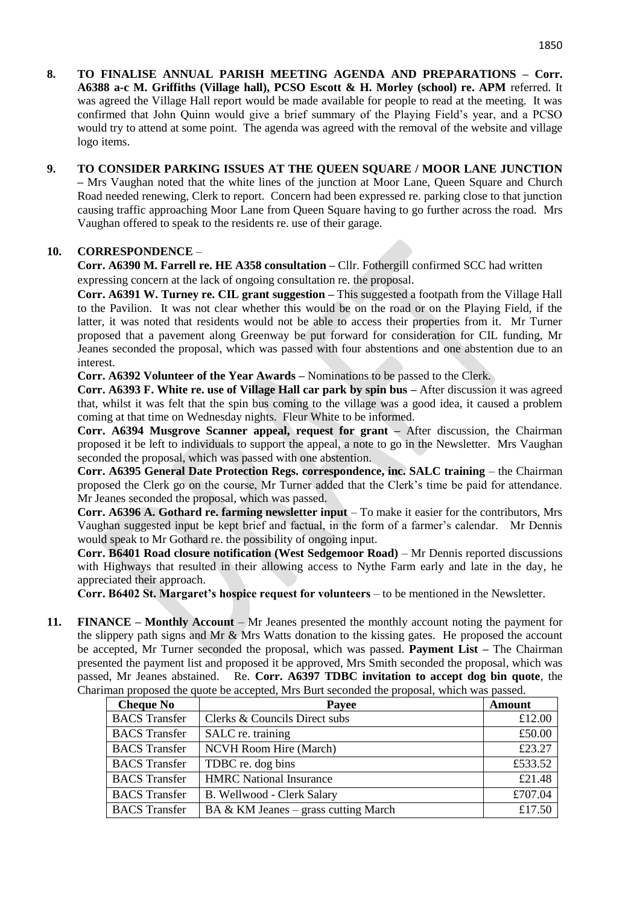**8. TO FINALISE ANNUAL PARISH MEETING AGENDA AND PREPARATIONS – Corr. A6388 a-c M. Griffiths (Village hall), PCSO Escott & H. Morley (school) re. APM** referred. It was agreed the Village Hall report would be made available for people to read at the meeting. It was confirmed that John Quinn would give a brief summary of the Playing Field's year, and a PCSO would try to attend at some point. The agenda was agreed with the removal of the website and village logo items.

**9. TO CONSIDER PARKING ISSUES AT THE QUEEN SQUARE / MOOR LANE JUNCTION –** Mrs Vaughan noted that the white lines of the junction at Moor Lane, Queen Square and Church Road needed renewing, Clerk to report. Concern had been expressed re. parking close to that junction causing traffic approaching Moor Lane from Queen Square having to go further across the road. Mrs Vaughan offered to speak to the residents re. use of their garage.

**10. CORRESPONDENCE** –

**Corr. A6390 M. Farrell re. HE A358 consultation –** Cllr. Fothergill confirmed SCC had written expressing concern at the lack of ongoing consultation re. the proposal.

**Corr. A6391 W. Turney re. CIL grant suggestion –** This suggested a footpath from the Village Hall to the Pavilion. It was not clear whether this would be on the road or on the Playing Field, if the latter, it was noted that residents would not be able to access their properties from it. Mr Turner proposed that a pavement along Greenway be put forward for consideration for CIL funding, Mr Jeanes seconded the proposal, which was passed with four abstentions and one abstention due to an interest.

**Corr. A6392 Volunteer of the Year Awards –** Nominations to be passed to the Clerk.

**Corr. A6393 F. White re. use of Village Hall car park by spin bus –** After discussion it was agreed that, whilst it was felt that the spin bus coming to the village was a good idea, it caused a problem coming at that time on Wednesday nights. Fleur White to be informed.

**Corr. A6394 Musgrove Scanner appeal, request for grant –** After discussion, the Chairman proposed it be left to individuals to support the appeal, a note to go in the Newsletter. Mrs Vaughan seconded the proposal, which was passed with one abstention.

**Corr. A6395 General Date Protection Regs. correspondence, inc. SALC training** – the Chairman proposed the Clerk go on the course, Mr Turner added that the Clerk's time be paid for attendance. Mr Jeanes seconded the proposal, which was passed.

**Corr. A6396 A. Gothard re. farming newsletter input** – To make it easier for the contributors, Mrs Vaughan suggested input be kept brief and factual, in the form of a farmer's calendar. Mr Dennis would speak to Mr Gothard re. the possibility of ongoing input.

**Corr. B6401 Road closure notification (West Sedgemoor Road)** – Mr Dennis reported discussions with Highways that resulted in their allowing access to Nythe Farm early and late in the day, he appreciated their approach.

**Corr. B6402 St. Margaret's hospice request for volunteers** – to be mentioned in the Newsletter.

**11. FINANCE – Monthly Account** – Mr Jeanes presented the monthly account noting the payment for the slippery path signs and Mr & Mrs Watts donation to the kissing gates. He proposed the account be accepted, Mr Turner seconded the proposal, which was passed. **Payment List –** The Chairman presented the payment list and proposed it be approved, Mrs Smith seconded the proposal, which was passed, Mr Jeanes abstained. Re. **Corr. A6397 TDBC invitation to accept dog bin quote**, the Chariman proposed the quote be accepted, Mrs Burt seconded the proposal, which was passed.

| Cheque No | Payee | Amount |
|---|---|---|
| BACS Transfer | Clerks & Councils Direct subs | £12.00 |
| BACS Transfer | SALC re. training | £50.00 |
| BACS Transfer | NCVH Room Hire (March) | £23.27 |
| BACS Transfer | TDBC re. dog bins | £533.52 |
| BACS Transfer | HMRC National Insurance | £21.48 |
| BACS Transfer | B. Wellwood - Clerk Salary | £707.04 |
| BACS Transfer | BA & KM Jeanes – grass cutting March | £17.50 |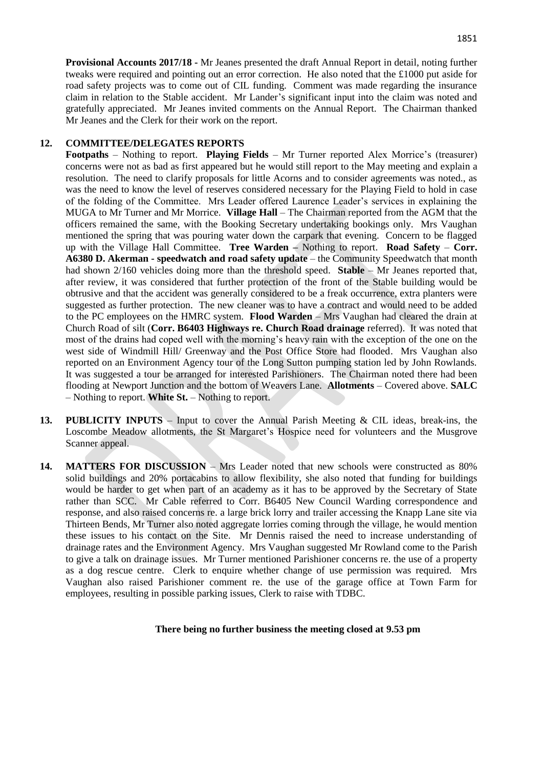**Provisional Accounts 2017/18 -** Mr Jeanes presented the draft Annual Report in detail, noting further tweaks were required and pointing out an error correction. He also noted that the £1000 put aside for road safety projects was to come out of CIL funding. Comment was made regarding the insurance claim in relation to the Stable accident. Mr Lander's significant input into the claim was noted and gratefully appreciated. Mr Jeanes invited comments on the Annual Report. The Chairman thanked Mr Jeanes and the Clerk for their work on the report.

**12. COMMITTEE/DELEGATES REPORTS**

**Footpaths** – Nothing to report. **Playing Fields** – Mr Turner reported Alex Morrice's (treasurer) concerns were not as bad as first appeared but he would still report to the May meeting and explain a resolution. The need to clarify proposals for little Acorns and to consider agreements was noted., as was the need to know the level of reserves considered necessary for the Playing Field to hold in case of the folding of the Committee. Mrs Leader offered Laurence Leader's services in explaining the MUGA to Mr Turner and Mr Morrice. **Village Hall** – The Chairman reported from the AGM that the officers remained the same, with the Booking Secretary undertaking bookings only. Mrs Vaughan mentioned the spring that was pouring water down the carpark that evening. Concern to be flagged up with the Village Hall Committee. **Tree Warden –** Nothing to report. **Road Safety** – **Corr. A6380 D. Akerman - speedwatch and road safety update** – the Community Speedwatch that month had shown 2/160 vehicles doing more than the threshold speed. **Stable** – Mr Jeanes reported that, after review, it was considered that further protection of the front of the Stable building would be obtrusive and that the accident was generally considered to be a freak occurrence, extra planters were suggested as further protection. The new cleaner was to have a contract and would need to be added to the PC employees on the HMRC system. **Flood Warden** – Mrs Vaughan had cleared the drain at Church Road of silt (**Corr. B6403 Highways re. Church Road drainage** referred). It was noted that most of the drains had coped well with the morning's heavy rain with the exception of the one on the west side of Windmill Hill/ Greenway and the Post Office Store had flooded. Mrs Vaughan also reported on an Environment Agency tour of the Long Sutton pumping station led by John Rowlands. It was suggested a tour be arranged for interested Parishioners. The Chairman noted there had been flooding at Newport Junction and the bottom of Weavers Lane. **Allotments** – Covered above. **SALC** – Nothing to report. **White St.** – Nothing to report.

**13. PUBLICITY INPUTS** – Input to cover the Annual Parish Meeting & CIL ideas, break-ins, the Loscombe Meadow allotments, the St Margaret's Hospice need for volunteers and the Musgrove Scanner appeal.

**14. MATTERS FOR DISCUSSION** – Mrs Leader noted that new schools were constructed as 80% solid buildings and 20% portacabins to allow flexibility, she also noted that funding for buildings would be harder to get when part of an academy as it has to be approved by the Secretary of State rather than SCC. Mr Cable referred to Corr. B6405 New Council Warding correspondence and response, and also raised concerns re. a large brick lorry and trailer accessing the Knapp Lane site via Thirteen Bends, Mr Turner also noted aggregate lorries coming through the village, he would mention these issues to his contact on the Site. Mr Dennis raised the need to increase understanding of drainage rates and the Environment Agency. Mrs Vaughan suggested Mr Rowland come to the Parish to give a talk on drainage issues. Mr Turner mentioned Parishioner concerns re. the use of a property as a dog rescue centre. Clerk to enquire whether change of use permission was required. Mrs Vaughan also raised Parishioner comment re. the use of the garage office at Town Farm for employees, resulting in possible parking issues, Clerk to raise with TDBC.

**There being no further business the meeting closed at 9.53 pm**